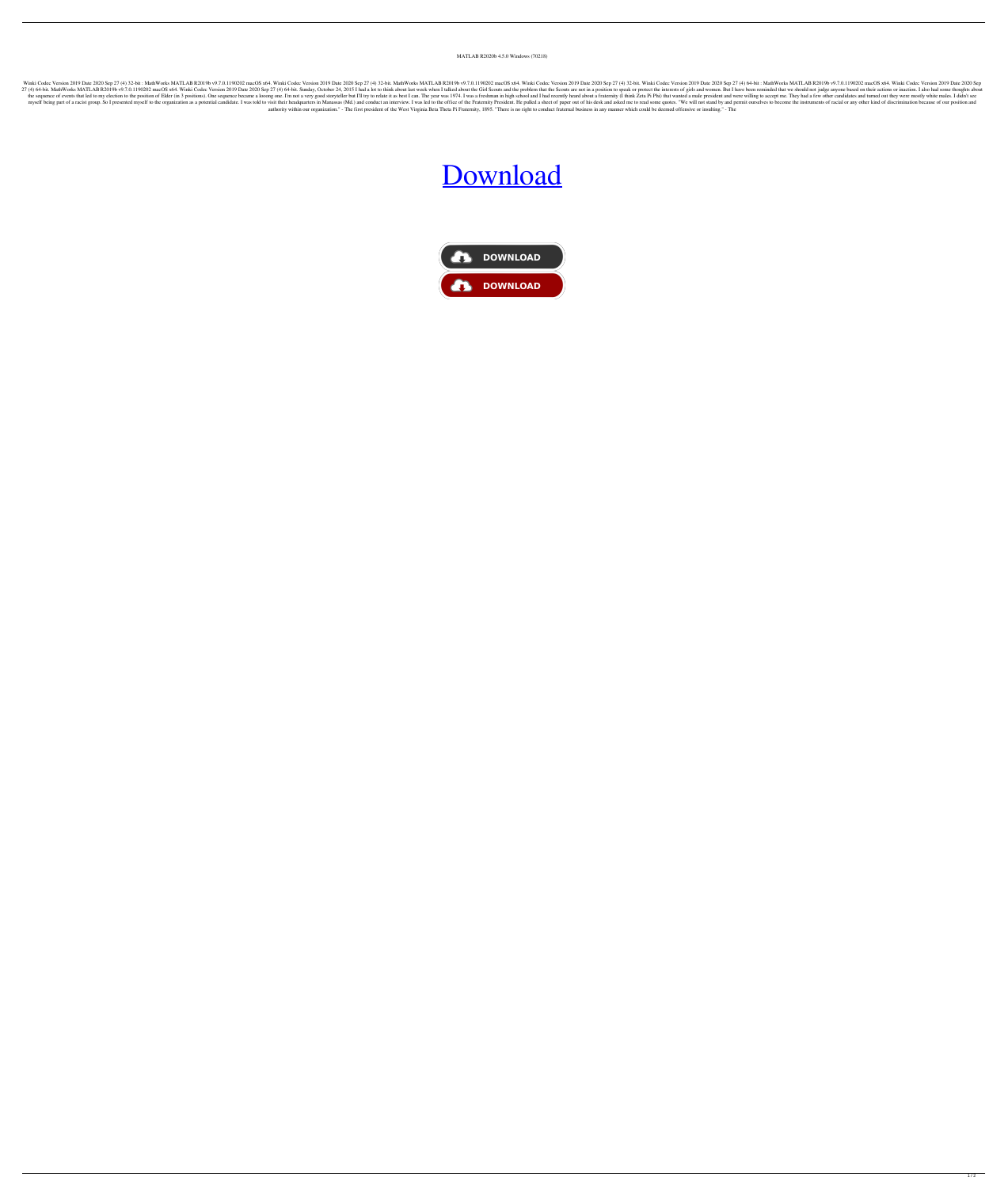MATLAB R2020b 4.5.0 Windows (70218)

Winki Codec Version 2019 Date 2020 Sep 27 (4) 32-bit : MathWorks MATLAB R2019b v9.7.0.1190202 macOS x64. Winki Codec Version 2019 Date 2020 Sep 27 (4) 32-bit. MathWorks MATLAB R2019b v9.7.0.1190202 macOS x64. Winki Codec Version 2019 Date 2020 Sep 27 (4) 32-bit. Winki Codec Version 2019 Date 2020 Sep 27 (4) 64-bit : MathWorks MATLAB R2019b v9.7.0.1190202 macOS x64. Winki Codec Version 2019 Date 2020 Sep 27 (4) 64-bit. MathWorks MATLAB R2019b v9.7.0.1190202 macOS x64. Winki Codec Version 2019 Date 2020 Sep 27 (4) 64-bit. Sunday, October 24, 2015 I had a lot to think about last week when I talked about the Girl Scouts and the problem that the Scouts are not in a position to speak or protect the interests of girls and women. But I have been reminded that we should not judge anyone based on their actions or inaction. I also had some thoughts about the sequence of events that led to my election to the position of Elder (in 3 positions). One sequence became a looong one. I'm not a very good storyteller but I'll try to relate it as best I can. The year was 1974. I was a freshman in high school and I had recently heard about a fraternity (I think Zeta Pi Phi) that wanted a male president and were willing to accept me. They had a few other candidates and turned out they were mostly white males. I didn't see myself being part of a racist group. So I presented myself to the organization as a potential candidate. I was told to visit their headquarters in Manassas (Md.) and conduct an interview. I was led to the office of the Fraternity President. He pulled a sheet of paper out of his desk and asked me to read some quotes. "We will not stand by and permit ourselves to become the instruments of racial or any other kind of discrimination because of our position and authority within our organization." - The first president of the West Virginia Beta Theta Pi Fraternity, 1895. "There is no right to conduct fraternal business in any manner which could be deemed offensive or insulting." - The

Download

DOWNLOAD

DOWNLOAD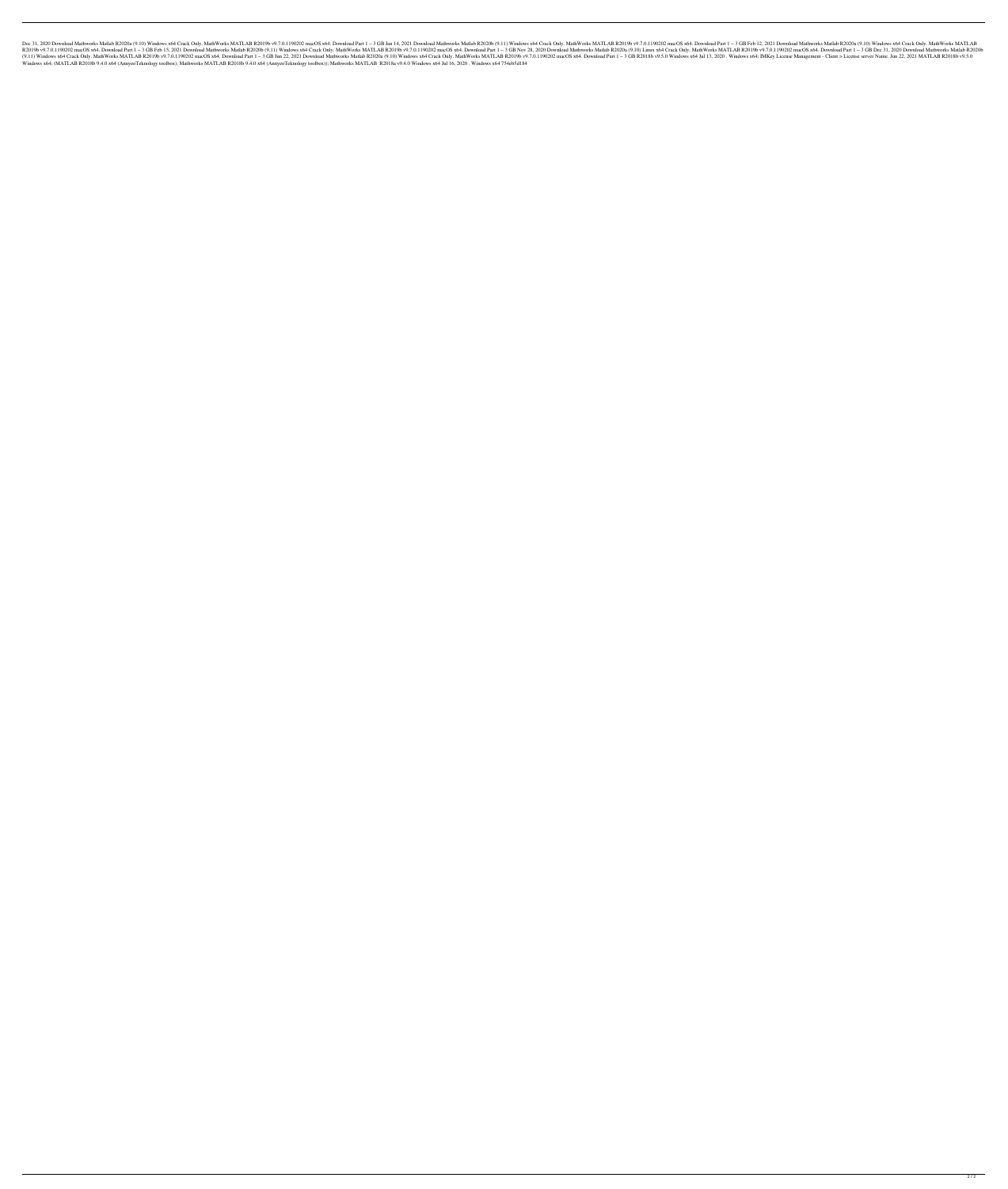Dec 31, 2020 Download Mathworks Matlab R2020a (9.10) Windows x64 Crack Only. MathWorks MATLAB R2019b v9.7.0.1190202 macOS x64. Download Part 1 – 3 GB Jan 14, 2021 Download Mathworks Matlab R2020b (9.11) Windows x64 Crack Only. MathWorks MATLAB R2019b v9.7.0.1190202 macOS x64. Download Part 1 – 3 GB Feb 12, 2021 Download Mathworks Matlab R2020a (9.10) Windows x64 Crack Only. MathWorks MATLAB R2019b v9.7.0.1190202 macOS x64. Download Part 1 – 3 GB Feb 15, 2021 Download Mathworks Matlab R2020b (9.11) Windows x64 Crack Only. MathWorks MATLAB R2019b v9.7.0.1190202 macOS x64. Download Part 1 – 3 GB Nov 28, 2020 Download Mathworks Matlab R2020a (9.10) Linux x64 Crack Only. MathWorks MATLAB R2019b v9.7.0.1190202 macOS x64. Download Part 1 – 3 GB Dec 31, 2020 Download Mathworks Matlab R2020b (9.11) Windows x64 Crack Only. MathWorks MATLAB R2019b v9.7.0.1190202 macOS x64. Download Part 1 – 3 GB Jun 22, 2021 Download Mathworks Matlab R2020a (9.10) Windows x64 Crack Only. MathWorks MATLAB R2019b v9.7.0.1190202 macOS x64. Download Part 1 – 3 GB R2018b v9.5.0 Windows x64 Jul 13, 2020 . Windows x64; IMKey License Management - Client > License server Name. Jun 22, 2021 MATLAB R2018b v9.5.0 Windows x64; (MATLAB R2018b 9.4.0 x64 (AnnyeoTeknology toolbox); Mathworks MATLAB R2018b 9.4.0 x64 (AnnyeoTeknology toolbox)); Mathworks MATLAB R2018a v9.4.0 Windows x64 Jul 16, 2020 . Windows x64 754eb5d184